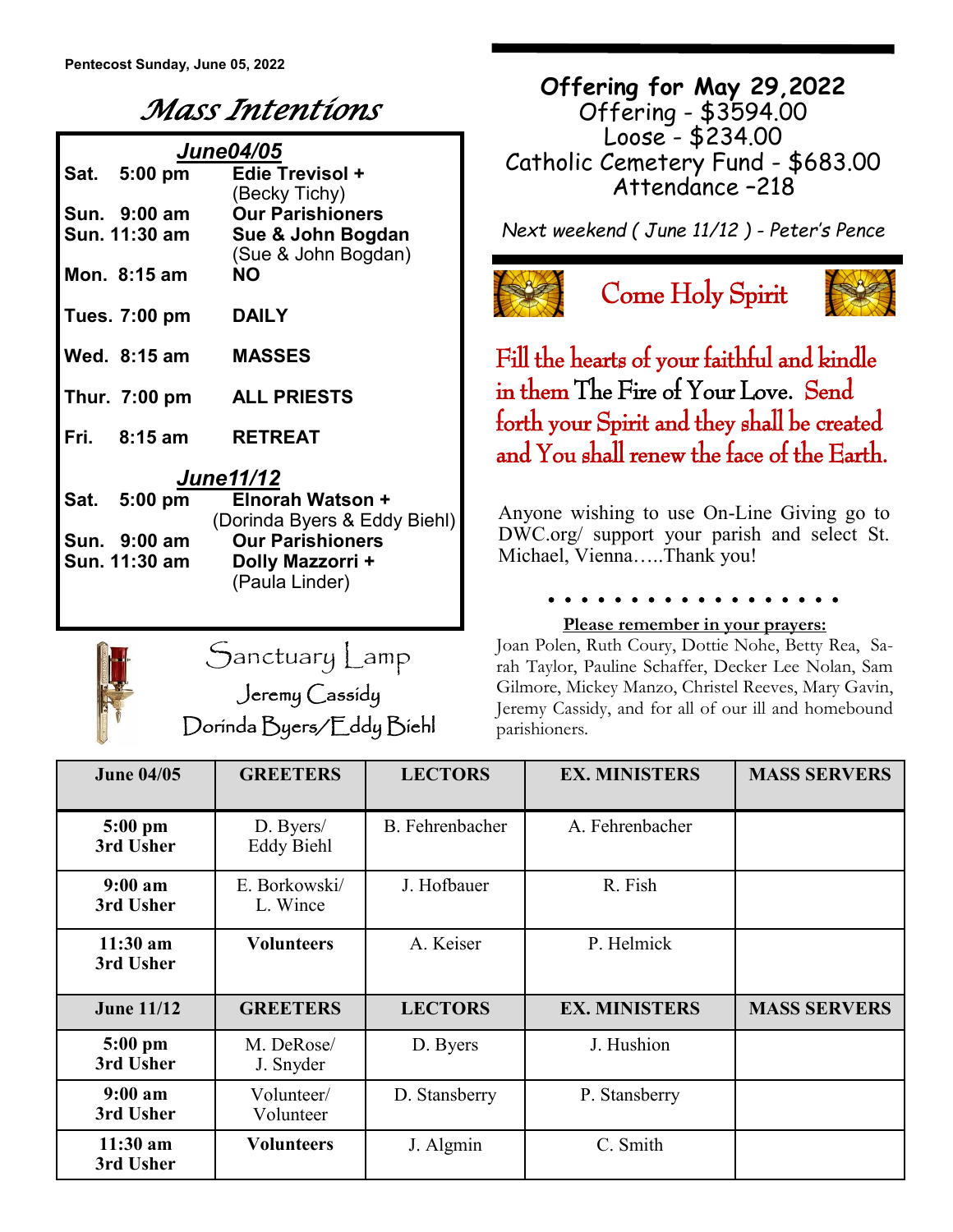Pentecost Sunday, June 05, 2022

# *Mass Intentions*

| **June04/05** | |
|---|---|
| **Sat. 5:00 pm** | **Edie Trevisol +** (Becky Tichy) |
| **Sun. 9:00 am** | **Our Parishioners** |
| **Sun. 11:30 am** | **Sue & John Bogdan** (Sue & John Bogdan) |
| **Mon. 8:15 am** | **NO** |
| **Tues. 7:00 pm** | **DAILY** |
| **Wed. 8:15 am** | **MASSES** |
| **Thur. 7:00 pm** | **ALL PRIESTS** |
| **Fri. 8:15 am** | **RETREAT** |
| **June11/12** | |
| **Sat. 5:00 pm** | **Elnorah Watson +** (Dorinda Byers & Eddy Biehl) |
| **Sun. 9:00 am** | **Our Parishioners** |
| **Sun. 11:30 am** | **Dolly Mazzorri +** (Paula Linder) |

## Sanctuary Lamp

Jeremy Cassidy

Dorinda Byers/Eddy Biehl

## Offering for May 29,2022

Offering - $3594.00
Loose - $234.00
Catholic Cemetery Fund - $683.00
Attendance –218

*Next weekend ( June 11/12 ) - Peter's Pence*

## Come Holy Spirit

Fill the hearts of your faithful and kindle in them The Fire of Your Love. Send forth your Spirit and they shall be created and You shall renew the face of the Earth.

Anyone wishing to use On-Line Giving go to DWC.org/ support your parish and select St. Michael, Vienna…..Thank you!

**Please remember in your prayers:**

Joan Polen, Ruth Coury, Dottie Nohe, Betty Rea, Sarah Taylor, Pauline Schaffer, Decker Lee Nolan, Sam Gilmore, Mickey Manzo, Christel Reeves, Mary Gavin, Jeremy Cassidy, and for all of our ill and homebound parishioners.

| June 04/05 | GREETERS | LECTORS | EX. MINISTERS | MASS SERVERS |
|---|---|---|---|---|
| **5:00 pm 3rd Usher** | D. Byers/ Eddy Biehl | B. Fehrenbacher | A. Fehrenbacher | |
| **9:00 am 3rd Usher** | E. Borkowski/ L. Wince | J. Hofbauer | R. Fish | |
| **11:30 am 3rd Usher** | **Volunteers** | A. Keiser | P. Helmick | |
| **June 11/12** | **GREETERS** | **LECTORS** | **EX. MINISTERS** | **MASS SERVERS** |
| **5:00 pm 3rd Usher** | M. DeRose/ J. Snyder | D. Byers | J. Hushion | |
| **9:00 am 3rd Usher** | Volunteer/ Volunteer | D. Stansberry | P. Stansberry | |
| **11:30 am 3rd Usher** | **Volunteers** | J. Algmin | C. Smith | |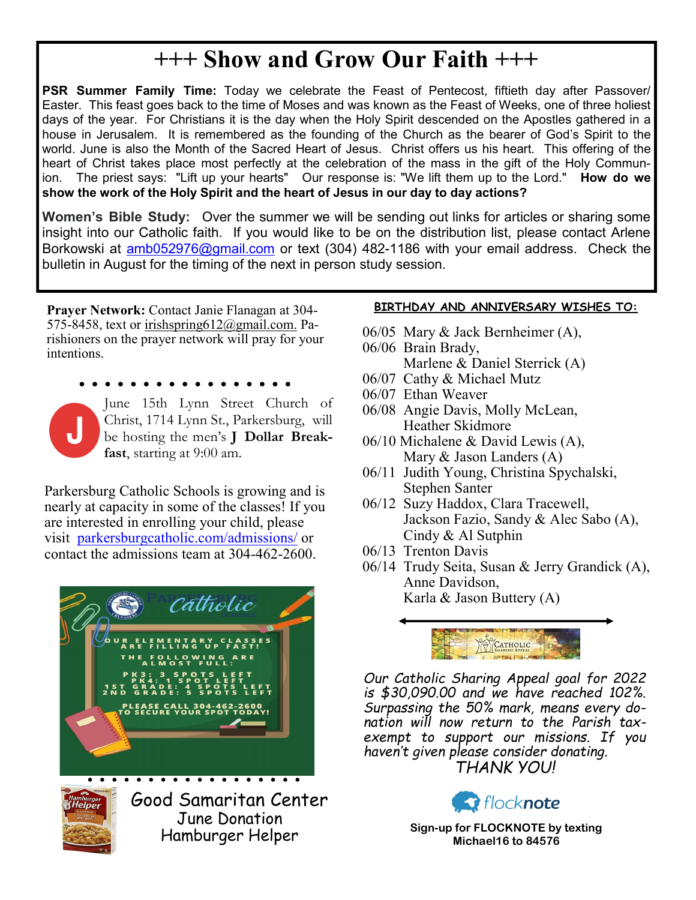# +++ Show and Grow Our Faith +++

**PSR Summer Family Time:** Today we celebrate the Feast of Pentecost, fiftieth day after Passover/ Easter. This feast goes back to the time of Moses and was known as the Feast of Weeks, one of three holiest days of the year. For Christians it is the day when the Holy Spirit descended on the Apostles gathered in a house in Jerusalem. It is remembered as the founding of the Church as the bearer of God's Spirit to the world. June is also the Month of the Sacred Heart of Jesus. Christ offers us his heart. This offering of the heart of Christ takes place most perfectly at the celebration of the mass in the gift of the Holy Communion. The priest says: "Lift up your hearts" Our response is: "We lift them up to the Lord." **How do we show the work of the Holy Spirit and the heart of Jesus in our day to day actions?**

**Women's Bible Study:** Over the summer we will be sending out links for articles or sharing some insight into our Catholic faith. If you would like to be on the distribution list, please contact Arlene Borkowski at amb052976@gmail.com or text (304) 482-1186 with your email address. Check the bulletin in August for the timing of the next in person study session.

**Prayer Network:** Contact Janie Flanagan at 304-575-8458, text or irishspring612@gmail.com. Parishioners on the prayer network will pray for your intentions.

June 15th Lynn Street Church of Christ, 1714 Lynn St., Parkersburg, will be hosting the men's **J Dollar Breakfast**, starting at 9:00 am.

Parkersburg Catholic Schools is growing and is nearly at capacity in some of the classes! If you are interested in enrolling your child, please visit parkersburgcatholic.com/admissions/ or contact the admissions team at 304-462-2600.

Parkersburg Catholic Schools

OUR ELEMENTARY CLASSES ARE FILLING UP FAST!
THE FOLLOWING ARE ALMOST FULL:
PK3: 3 SPOTS LEFT
PK4: 1 SPOT LEFT
1ST GRADE: 4 SPOTS LEFT
2ND GRADE: 5 SPOTS LEFT
PLEASE CALL 304-462-2600 TO SECURE YOUR SPOT TODAY!

Good Samaritan Center
June Donation
Hamburger Helper

**BIRTHDAY AND ANNIVERSARY WISHES TO:**

06/05 Mary & Jack Bernheimer (A),
06/06 Brain Brady,
Marlene & Daniel Sterrick (A)
06/07 Cathy & Michael Mutz
06/07 Ethan Weaver
06/08 Angie Davis, Molly McLean,
Heather Skidmore
06/10 Michalene & David Lewis (A),
Mary & Jason Landers (A)
06/11 Judith Young, Christina Spychalski,
Stephen Santer
06/12 Suzy Haddox, Clara Tracewell,
Jackson Fazio, Sandy & Alec Sabo (A),
Cindy & Al Sutphin
06/13 Trenton Davis
06/14 Trudy Seita, Susan & Jerry Grandick (A),
Anne Davidson,
Karla & Jason Buttery (A)

CATHOLIC SHARING APPEAL

*Our Catholic Sharing Appeal goal for 2022 is $30,090.00 and we have reached 102%. Surpassing the 50% mark, means every donation will now return to the Parish tax-exempt to support our missions. If you haven't given please consider donating.*

*THANK YOU!*

flocknote

**Sign-up for FLOCKNOTE by texting Michael16 to 84576**